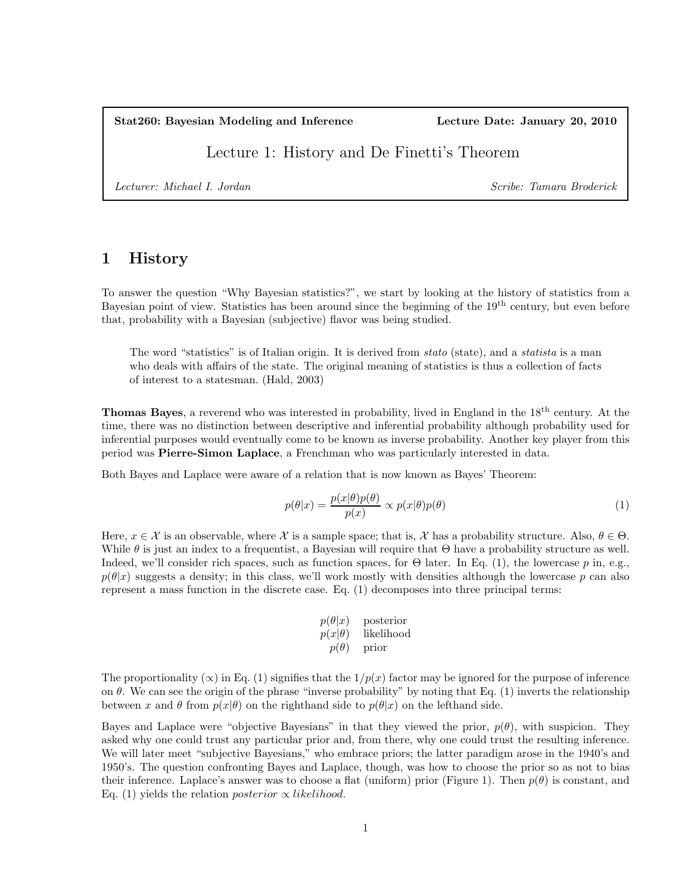**Stat260: Bayesian Modeling and Inference** | **Lecture Date: January 20, 2010**

# Lecture 1: History and De Finetti's Theorem

*Lecturer: Michael I. Jordan* | *Scribe: Tamara Broderick*

## 1 History

To answer the question "Why Bayesian statistics?", we start by looking at the history of statistics from a Bayesian point of view. Statistics has been around since the beginning of the 19$^{\text{th}}$ century, but even before that, probability with a Bayesian (subjective) flavor was being studied.

> The word "statistics" is of Italian origin. It is derived from *stato* (state), and a *statista* is a man who deals with affairs of the state. The original meaning of statistics is thus a collection of facts of interest to a statesman. (Hald, 2003)

**Thomas Bayes**, a reverend who was interested in probability, lived in England in the 18$^{\text{th}}$ century. At the time, there was no distinction between descriptive and inferential probability although probability used for inferential purposes would eventually come to be known as inverse probability. Another key player from this period was **Pierre-Simon Laplace**, a Frenchman who was particularly interested in data.

Both Bayes and Laplace were aware of a relation that is now known as Bayes' Theorem:

$$p(\theta|x) = \frac{p(x|\theta)p(\theta)}{p(x)} \propto p(x|\theta)p(\theta) \tag{1}$$

Here, $x \in \mathcal{X}$ is an observable, where $\mathcal{X}$ is a sample space; that is, $\mathcal{X}$ has a probability structure. Also, $\theta \in \Theta$. While $\theta$ is just an index to a frequentist, a Bayesian will require that $\Theta$ have a probability structure as well. Indeed, we'll consider rich spaces, such as function spaces, for $\Theta$ later. In Eq. (1), the lowercase $p$ in, e.g., $p(\theta|x)$ suggests a density; in this class, we'll work mostly with densities although the lowercase $p$ can also represent a mass function in the discrete case. Eq. (1) decomposes into three principal terms:

| | |
|---|---|
| $p(\theta\|x)$ | posterior |
| $p(x\|\theta)$ | likelihood |
| $p(\theta)$ | prior |

The proportionality ($\propto$) in Eq. (1) signifies that the $1/p(x)$ factor may be ignored for the purpose of inference on $\theta$. We can see the origin of the phrase "inverse probability" by noting that Eq. (1) inverts the relationship between $x$ and $\theta$ from $p(x|\theta)$ on the righthand side to $p(\theta|x)$ on the lefthand side.

Bayes and Laplace were "objective Bayesians" in that they viewed the prior, $p(\theta)$, with suspicion. They asked why one could trust any particular prior and, from there, why one could trust the resulting inference. We will later meet "subjective Bayesians," who embrace priors; the latter paradigm arose in the 1940's and 1950's. The question confronting Bayes and Laplace, though, was how to choose the prior so as not to bias their inference. Laplace's answer was to choose a flat (uniform) prior (Figure 1). Then $p(\theta)$ is constant, and Eq. (1) yields the relation *posterior* $\propto$ *likelihood*.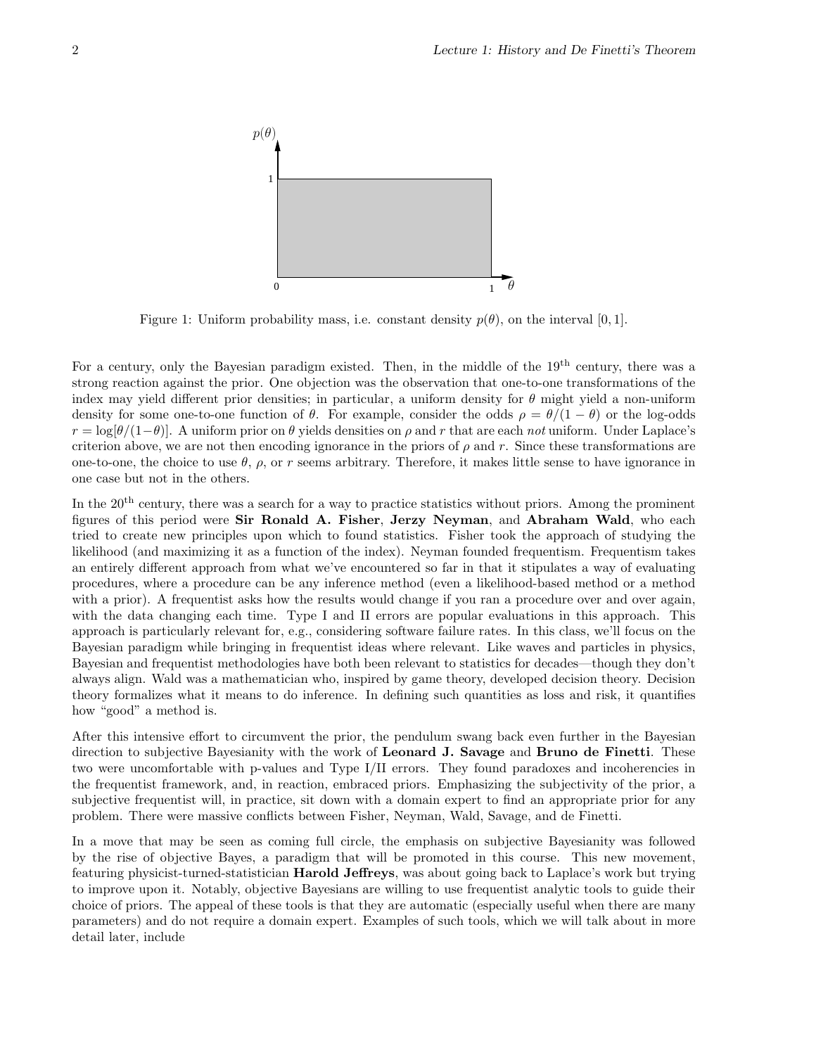Figure 1: Uniform probability mass, i.e. constant density $p(\theta)$, on the interval $[0, 1]$.

For a century, only the Bayesian paradigm existed. Then, in the middle of the 19th century, there was a strong reaction against the prior. One objection was the observation that one-to-one transformations of the index may yield different prior densities; in particular, a uniform density for $\theta$ might yield a non-uniform density for some one-to-one function of $\theta$. For example, consider the odds $\rho = \theta/(1-\theta)$ or the log-odds $r = \log[\theta/(1-\theta)]$. A uniform prior on $\theta$ yields densities on $\rho$ and $r$ that are each *not* uniform. Under Laplace's criterion above, we are not then encoding ignorance in the priors of $\rho$ and $r$. Since these transformations are one-to-one, the choice to use $\theta$, $\rho$, or $r$ seems arbitrary. Therefore, it makes little sense to have ignorance in one case but not in the others.

In the 20th century, there was a search for a way to practice statistics without priors. Among the prominent figures of this period were **Sir Ronald A. Fisher**, **Jerzy Neyman**, and **Abraham Wald**, who each tried to create new principles upon which to found statistics. Fisher took the approach of studying the likelihood (and maximizing it as a function of the index). Neyman founded frequentism. Frequentism takes an entirely different approach from what we've encountered so far in that it stipulates a way of evaluating procedures, where a procedure can be any inference method (even a likelihood-based method or a method with a prior). A frequentist asks how the results would change if you ran a procedure over and over again, with the data changing each time. Type I and II errors are popular evaluations in this approach. This approach is particularly relevant for, e.g., considering software failure rates. In this class, we'll focus on the Bayesian paradigm while bringing in frequentist ideas where relevant. Like waves and particles in physics, Bayesian and frequentist methodologies have both been relevant to statistics for decades—though they don't always align. Wald was a mathematician who, inspired by game theory, developed decision theory. Decision theory formalizes what it means to do inference. In defining such quantities as loss and risk, it quantifies how "good" a method is.

After this intensive effort to circumvent the prior, the pendulum swang back even further in the Bayesian direction to subjective Bayesianity with the work of **Leonard J. Savage** and **Bruno de Finetti**. These two were uncomfortable with p-values and Type I/II errors. They found paradoxes and incoherencies in the frequentist framework, and, in reaction, embraced priors. Emphasizing the subjectivity of the prior, a subjective frequentist will, in practice, sit down with a domain expert to find an appropriate prior for any problem. There were massive conflicts between Fisher, Neyman, Wald, Savage, and de Finetti.

In a move that may be seen as coming full circle, the emphasis on subjective Bayesianity was followed by the rise of objective Bayes, a paradigm that will be promoted in this course. This new movement, featuring physicist-turned-statistician **Harold Jeffreys**, was about going back to Laplace's work but trying to improve upon it. Notably, objective Bayesians are willing to use frequentist analytic tools to guide their choice of priors. The appeal of these tools is that they are automatic (especially useful when there are many parameters) and do not require a domain expert. Examples of such tools, which we will talk about in more detail later, include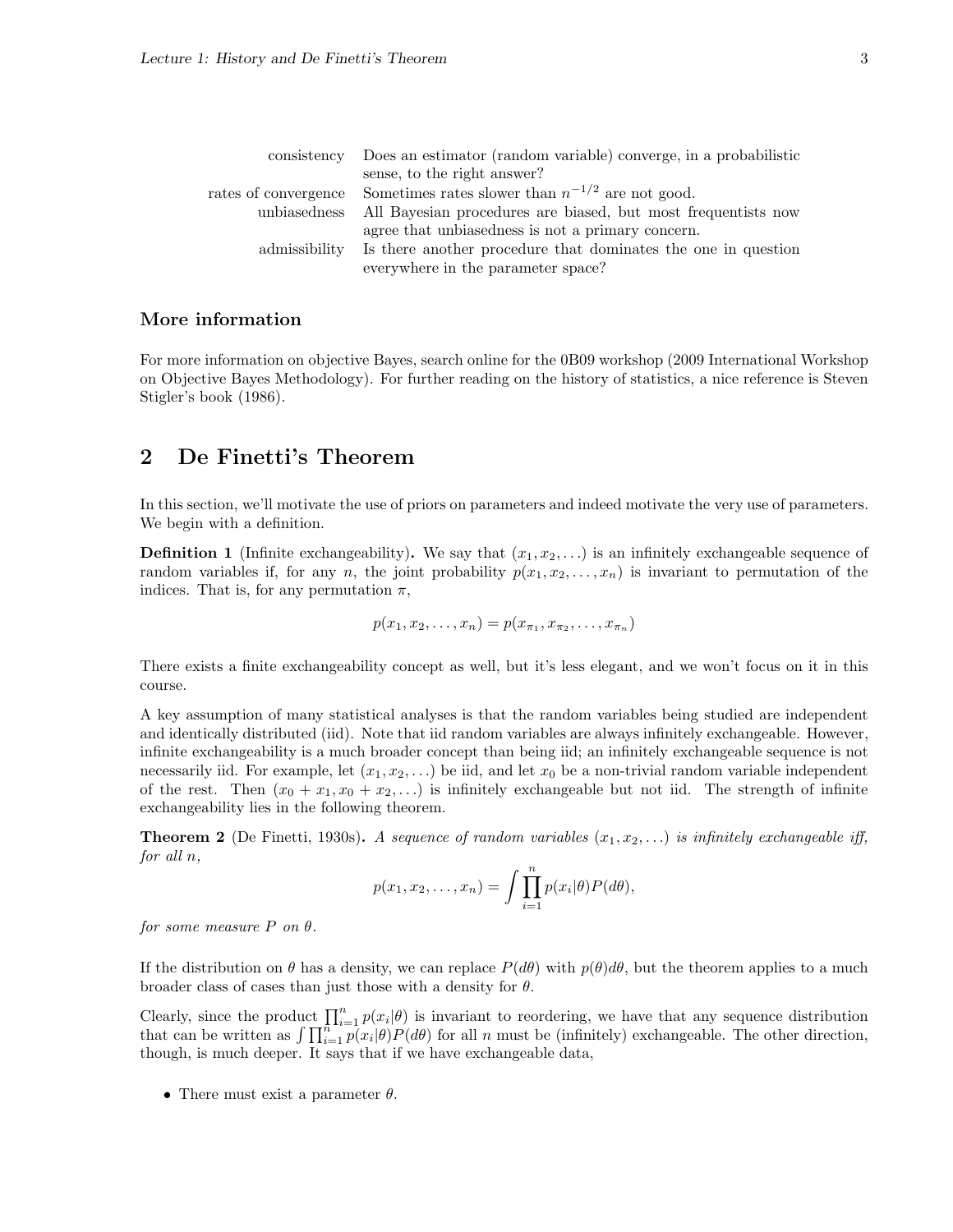| | |
|---|---|
| consistency | Does an estimator (random variable) converge, in a probabilistic sense, to the right answer? |
| rates of convergence | Sometimes rates slower than $n^{-1/2}$ are not good. |
| unbiasedness | All Bayesian procedures are biased, but most frequentists now agree that unbiasedness is not a primary concern. |
| admissibility | Is there another procedure that dominates the one in question everywhere in the parameter space? |

### More information

For more information on objective Bayes, search online for the 0B09 workshop (2009 International Workshop on Objective Bayes Methodology). For further reading on the history of statistics, a nice reference is Steven Stigler's book (1986).

## 2 De Finetti's Theorem

In this section, we'll motivate the use of priors on parameters and indeed motivate the very use of parameters. We begin with a definition.

**Definition 1** (Infinite exchangeability)**.** We say that $(x_1, x_2, \ldots)$ is an infinitely exchangeable sequence of random variables if, for any $n$, the joint probability $p(x_1, x_2, \ldots, x_n)$ is invariant to permutation of the indices. That is, for any permutation $\pi$,

$$p(x_1, x_2, \ldots, x_n) = p(x_{\pi_1}, x_{\pi_2}, \ldots, x_{\pi_n})$$

There exists a finite exchangeability concept as well, but it's less elegant, and we won't focus on it in this course.

A key assumption of many statistical analyses is that the random variables being studied are independent and identically distributed (iid). Note that iid random variables are always infinitely exchangeable. However, infinite exchangeability is a much broader concept than being iid; an infinitely exchangeable sequence is not necessarily iid. For example, let $(x_1, x_2, \ldots)$ be iid, and let $x_0$ be a non-trivial random variable independent of the rest. Then $(x_0 + x_1, x_0 + x_2, \ldots)$ is infinitely exchangeable but not iid. The strength of infinite exchangeability lies in the following theorem.

**Theorem 2** (De Finetti, 1930s)**.** *A sequence of random variables $(x_1, x_2, \ldots)$ is infinitely exchangeable iff, for all $n$,*

$$p(x_1, x_2, \ldots, x_n) = \int \prod_{i=1}^{n} p(x_i|\theta) P(d\theta),$$

*for some measure $P$ on $\theta$.*

If the distribution on $\theta$ has a density, we can replace $P(d\theta)$ with $p(\theta)d\theta$, but the theorem applies to a much broader class of cases than just those with a density for $\theta$.

Clearly, since the product $\prod_{i=1}^{n} p(x_i|\theta)$ is invariant to reordering, we have that any sequence distribution that can be written as $\int \prod_{i=1}^{n} p(x_i|\theta)P(d\theta)$ for all $n$ must be (infinitely) exchangeable. The other direction, though, is much deeper. It says that if we have exchangeable data,

- There must exist a parameter $\theta$.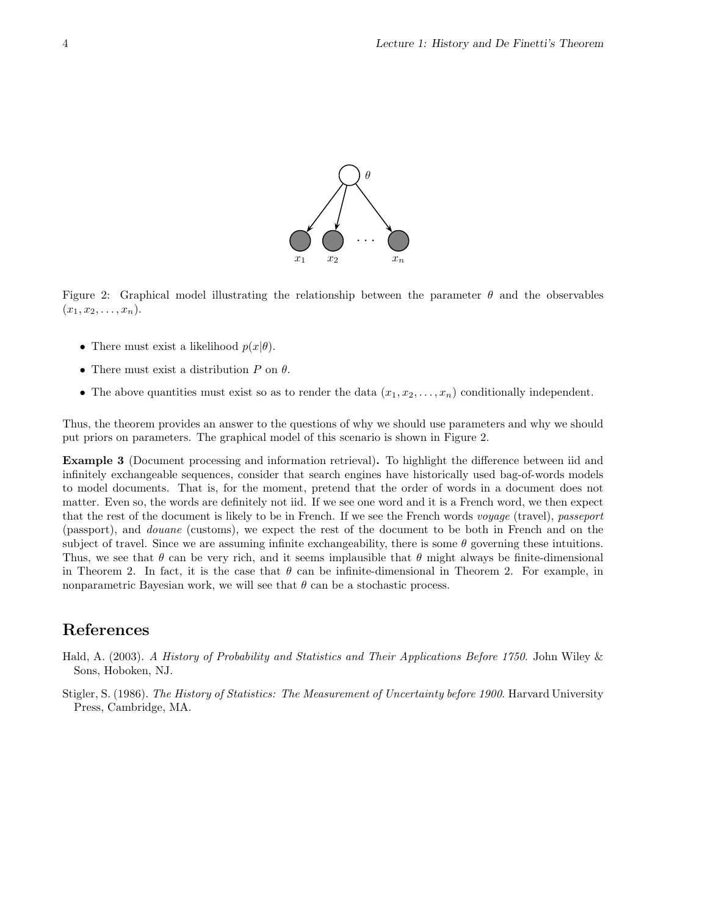Figure 2: Graphical model illustrating the relationship between the parameter $\theta$ and the observables $(x_1, x_2, \ldots, x_n)$.

- There must exist a likelihood $p(x|\theta)$.
- There must exist a distribution $P$ on $\theta$.
- The above quantities must exist so as to render the data $(x_1, x_2, \ldots, x_n)$ conditionally independent.

Thus, the theorem provides an answer to the questions of why we should use parameters and why we should put priors on parameters. The graphical model of this scenario is shown in Figure 2.

**Example 3** (Document processing and information retrieval)**.** To highlight the difference between iid and infinitely exchangeable sequences, consider that search engines have historically used bag-of-words models to model documents. That is, for the moment, pretend that the order of words in a document does not matter. Even so, the words are definitely not iid. If we see one word and it is a French word, we then expect that the rest of the document is likely to be in French. If we see the French words *voyage* (travel), *passeport* (passport), and *douane* (customs), we expect the rest of the document to be both in French and on the subject of travel. Since we are assuming infinite exchangeability, there is some $\theta$ governing these intuitions. Thus, we see that $\theta$ can be very rich, and it seems implausible that $\theta$ might always be finite-dimensional in Theorem 2. In fact, it is the case that $\theta$ can be infinite-dimensional in Theorem 2. For example, in nonparametric Bayesian work, we will see that $\theta$ can be a stochastic process.

## References

Hald, A. (2003). *A History of Probability and Statistics and Their Applications Before 1750*. John Wiley & Sons, Hoboken, NJ.

Stigler, S. (1986). *The History of Statistics: The Measurement of Uncertainty before 1900*. Harvard University Press, Cambridge, MA.